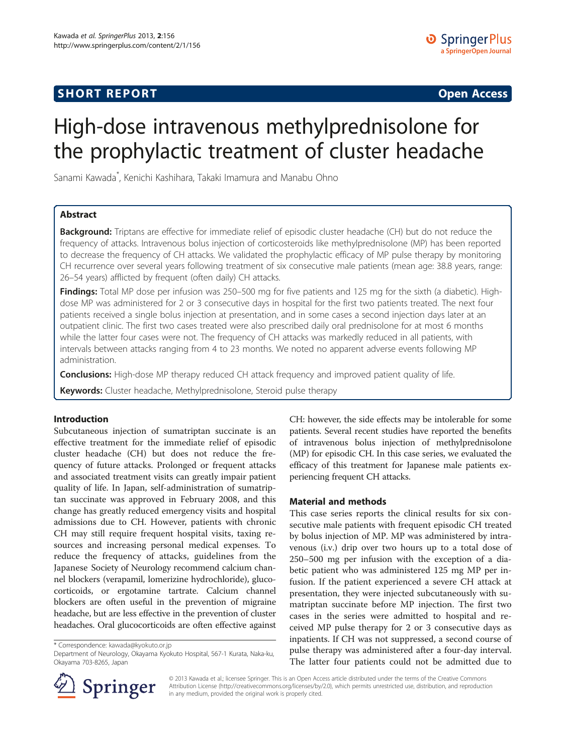**SHORT REPORT** **Open Access**

# High-dose intravenous methylprednisolone for the prophylactic treatment of cluster headache

Sanami Kawada[*], Kenichi Kashihara, Takaki Imamura and Manabu Ohno

## Abstract

**Background:** Triptans are effective for immediate relief of episodic cluster headache (CH) but do not reduce the frequency of attacks. Intravenous bolus injection of corticosteroids like methylprednisolone (MP) has been reported to decrease the frequency of CH attacks. We validated the prophylactic efficacy of MP pulse therapy by monitoring CH recurrence over several years following treatment of six consecutive male patients (mean age: 38.8 years, range: 26–54 years) afflicted by frequent (often daily) CH attacks.

**Findings:** Total MP dose per infusion was 250–500 mg for five patients and 125 mg for the sixth (a diabetic). High-dose MP was administered for 2 or 3 consecutive days in hospital for the first two patients treated. The next four patients received a single bolus injection at presentation, and in some cases a second injection days later at an outpatient clinic. The first two cases treated were also prescribed daily oral prednisolone for at most 6 months while the latter four cases were not. The frequency of CH attacks was markedly reduced in all patients, with intervals between attacks ranging from 4 to 23 months. We noted no apparent adverse events following MP administration.

**Conclusions:** High-dose MP therapy reduced CH attack frequency and improved patient quality of life.

**Keywords:** Cluster headache, Methylprednisolone, Steroid pulse therapy

## Introduction

Subcutaneous injection of sumatriptan succinate is an effective treatment for the immediate relief of episodic cluster headache (CH) but does not reduce the frequency of future attacks. Prolonged or frequent attacks and associated treatment visits can greatly impair patient quality of life. In Japan, self-administration of sumatriptan succinate was approved in February 2008, and this change has greatly reduced emergency visits and hospital admissions due to CH. However, patients with chronic CH may still require frequent hospital visits, taxing resources and increasing personal medical expenses. To reduce the frequency of attacks, guidelines from the Japanese Society of Neurology recommend calcium channel blockers (verapamil, lomerizine hydrochloride), glucocorticoids, or ergotamine tartrate. Calcium channel blockers are often useful in the prevention of migraine headache, but are less effective in the prevention of cluster headaches. Oral glucocorticoids are often effective against CH: however, the side effects may be intolerable for some patients. Several recent studies have reported the benefits of intravenous bolus injection of methylprednisolone (MP) for episodic CH. In this case series, we evaluated the efficacy of this treatment for Japanese male patients experiencing frequent CH attacks.

## Material and methods

This case series reports the clinical results for six consecutive male patients with frequent episodic CH treated by bolus injection of MP. MP was administered by intravenous (i.v.) drip over two hours up to a total dose of 250–500 mg per infusion with the exception of a diabetic patient who was administered 125 mg MP per infusion. If the patient experienced a severe CH attack at presentation, they were injected subcutaneously with sumatriptan succinate before MP injection. The first two cases in the series were admitted to hospital and received MP pulse therapy for 2 or 3 consecutive days as inpatients. If CH was not suppressed, a second course of pulse therapy was administered after a four-day interval. The latter four patients could not be admitted due to

\* Correspondence: kawada@kyokuto.or.jp
Department of Neurology, Okayama Kyokuto Hospital, 567-1 Kurata, Naka-ku, Okayama 703-8265, Japan

© 2013 Kawada et al.; licensee Springer. This is an Open Access article distributed under the terms of the Creative Commons Attribution License (http://creativecommons.org/licenses/by/2.0), which permits unrestricted use, distribution, and reproduction in any medium, provided the original work is properly cited.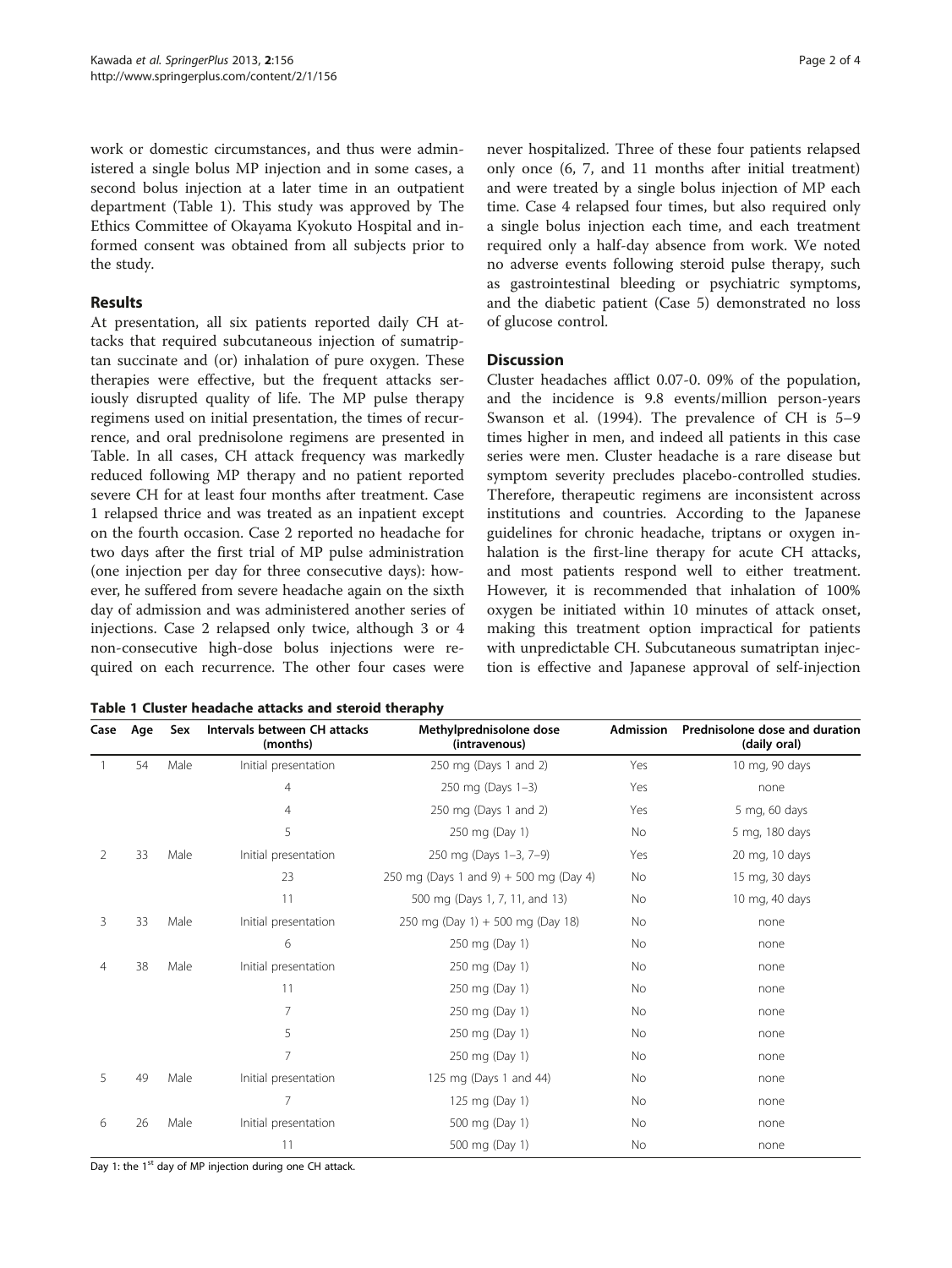work or domestic circumstances, and thus were administered a single bolus MP injection and in some cases, a second bolus injection at a later time in an outpatient department (Table 1). This study was approved by The Ethics Committee of Okayama Kyokuto Hospital and informed consent was obtained from all subjects prior to the study.

## Results

At presentation, all six patients reported daily CH attacks that required subcutaneous injection of sumatriptan succinate and (or) inhalation of pure oxygen. These therapies were effective, but the frequent attacks seriously disrupted quality of life. The MP pulse therapy regimens used on initial presentation, the times of recurrence, and oral prednisolone regimens are presented in Table. In all cases, CH attack frequency was markedly reduced following MP therapy and no patient reported severe CH for at least four months after treatment. Case 1 relapsed thrice and was treated as an inpatient except on the fourth occasion. Case 2 reported no headache for two days after the first trial of MP pulse administration (one injection per day for three consecutive days): however, he suffered from severe headache again on the sixth day of admission and was administered another series of injections. Case 2 relapsed only twice, although 3 or 4 non-consecutive high-dose bolus injections were required on each recurrence. The other four cases were never hospitalized. Three of these four patients relapsed only once (6, 7, and 11 months after initial treatment) and were treated by a single bolus injection of MP each time. Case 4 relapsed four times, but also required only a single bolus injection each time, and each treatment required only a half-day absence from work. We noted no adverse events following steroid pulse therapy, such as gastrointestinal bleeding or psychiatric symptoms, and the diabetic patient (Case 5) demonstrated no loss of glucose control.

## Discussion

Cluster headaches afflict 0.07-0. 09% of the population, and the incidence is 9.8 events/million person-years Swanson et al. (1994). The prevalence of CH is 5–9 times higher in men, and indeed all patients in this case series were men. Cluster headache is a rare disease but symptom severity precludes placebo-controlled studies. Therefore, therapeutic regimens are inconsistent across institutions and countries. According to the Japanese guidelines for chronic headache, triptans or oxygen inhalation is the first-line therapy for acute CH attacks, and most patients respond well to either treatment. However, it is recommended that inhalation of 100% oxygen be initiated within 10 minutes of attack onset, making this treatment option impractical for patients with unpredictable CH. Subcutaneous sumatriptan injection is effective and Japanese approval of self-injection

**Table 1 Cluster headache attacks and steroid theraphy**

| Case | Age | Sex | Intervals between CH attacks (months) | Methylprednisolone dose (intravenous) | Admission | Prednisolone dose and duration (daily oral) |
|---|---|---|---|---|---|---|
| 1 | 54 | Male | Initial presentation | 250 mg (Days 1 and 2) | Yes | 10 mg, 90 days |
| | | | 4 | 250 mg (Days 1–3) | Yes | none |
| | | | 4 | 250 mg (Days 1 and 2) | Yes | 5 mg, 60 days |
| | | | 5 | 250 mg (Day 1) | No | 5 mg, 180 days |
| 2 | 33 | Male | Initial presentation | 250 mg (Days 1–3, 7–9) | Yes | 20 mg, 10 days |
| | | | 23 | 250 mg (Days 1 and 9) + 500 mg (Day 4) | No | 15 mg, 30 days |
| | | | 11 | 500 mg (Days 1, 7, 11, and 13) | No | 10 mg, 40 days |
| 3 | 33 | Male | Initial presentation | 250 mg (Day 1) + 500 mg (Day 18) | No | none |
| | | | 6 | 250 mg (Day 1) | No | none |
| 4 | 38 | Male | Initial presentation | 250 mg (Day 1) | No | none |
| | | | 11 | 250 mg (Day 1) | No | none |
| | | | 7 | 250 mg (Day 1) | No | none |
| | | | 5 | 250 mg (Day 1) | No | none |
| | | | 7 | 250 mg (Day 1) | No | none |
| 5 | 49 | Male | Initial presentation | 125 mg (Days 1 and 44) | No | none |
| | | | 7 | 125 mg (Day 1) | No | none |
| 6 | 26 | Male | Initial presentation | 500 mg (Day 1) | No | none |
| | | | 11 | 500 mg (Day 1) | No | none |

Day 1: the 1st day of MP injection during one CH attack.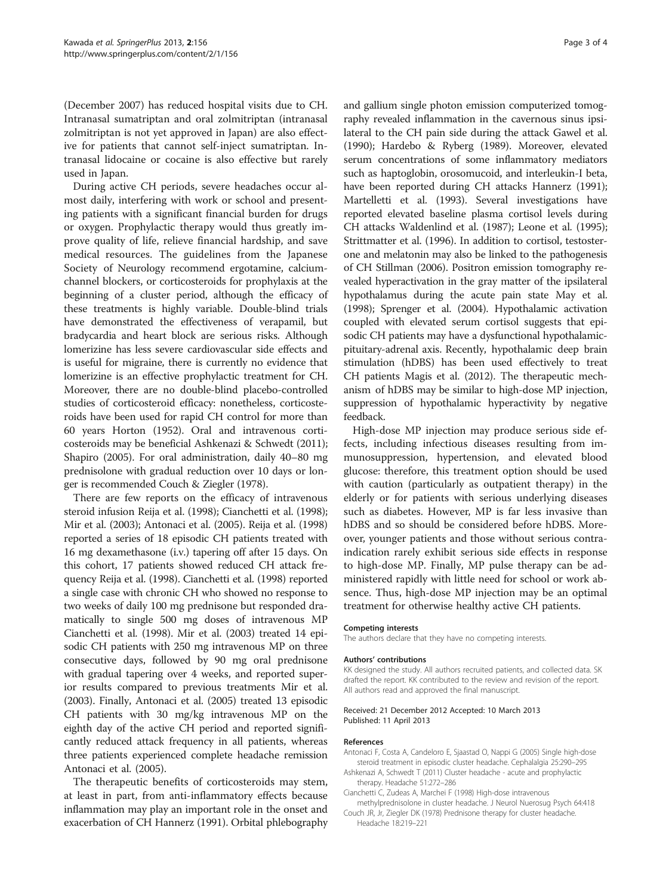(December 2007) has reduced hospital visits due to CH. Intranasal sumatriptan and oral zolmitriptan (intranasal zolmitriptan is not yet approved in Japan) are also effective for patients that cannot self-inject sumatriptan. Intranasal lidocaine or cocaine is also effective but rarely used in Japan.

During active CH periods, severe headaches occur almost daily, interfering with work or school and presenting patients with a significant financial burden for drugs or oxygen. Prophylactic therapy would thus greatly improve quality of life, relieve financial hardship, and save medical resources. The guidelines from the Japanese Society of Neurology recommend ergotamine, calcium-channel blockers, or corticosteroids for prophylaxis at the beginning of a cluster period, although the efficacy of these treatments is highly variable. Double-blind trials have demonstrated the effectiveness of verapamil, but bradycardia and heart block are serious risks. Although lomerizine has less severe cardiovascular side effects and is useful for migraine, there is currently no evidence that lomerizine is an effective prophylactic treatment for CH. Moreover, there are no double-blind placebo-controlled studies of corticosteroid efficacy: nonetheless, corticosteroids have been used for rapid CH control for more than 60 years Horton (1952). Oral and intravenous corticosteroids may be beneficial Ashkenazi & Schwedt (2011); Shapiro (2005). For oral administration, daily 40–80 mg prednisolone with gradual reduction over 10 days or longer is recommended Couch & Ziegler (1978).

There are few reports on the efficacy of intravenous steroid infusion Reija et al. (1998); Cianchetti et al. (1998); Mir et al. (2003); Antonaci et al. (2005). Reija et al. (1998) reported a series of 18 episodic CH patients treated with 16 mg dexamethasone (i.v.) tapering off after 15 days. On this cohort, 17 patients showed reduced CH attack frequency Reija et al. (1998). Cianchetti et al. (1998) reported a single case with chronic CH who showed no response to two weeks of daily 100 mg prednisone but responded dramatically to single 500 mg doses of intravenous MP Cianchetti et al. (1998). Mir et al. (2003) treated 14 episodic CH patients with 250 mg intravenous MP on three consecutive days, followed by 90 mg oral prednisone with gradual tapering over 4 weeks, and reported superior results compared to previous treatments Mir et al. (2003). Finally, Antonaci et al. (2005) treated 13 episodic CH patients with 30 mg/kg intravenous MP on the eighth day of the active CH period and reported significantly reduced attack frequency in all patients, whereas three patients experienced complete headache remission Antonaci et al. (2005).

The therapeutic benefits of corticosteroids may stem, at least in part, from anti-inflammatory effects because inflammation may play an important role in the onset and exacerbation of CH Hannerz (1991). Orbital phlebography and gallium single photon emission computerized tomography revealed inflammation in the cavernous sinus ipsilateral to the CH pain side during the attack Gawel et al. (1990); Hardebo & Ryberg (1989). Moreover, elevated serum concentrations of some inflammatory mediators such as haptoglobin, orosomucoid, and interleukin-I beta, have been reported during CH attacks Hannerz (1991); Martelletti et al. (1993). Several investigations have reported elevated baseline plasma cortisol levels during CH attacks Waldenlind et al. (1987); Leone et al. (1995); Strittmatter et al. (1996). In addition to cortisol, testosterone and melatonin may also be linked to the pathogenesis of CH Stillman (2006). Positron emission tomography revealed hyperactivation in the gray matter of the ipsilateral hypothalamus during the acute pain state May et al. (1998); Sprenger et al. (2004). Hypothalamic activation coupled with elevated serum cortisol suggests that episodic CH patients may have a dysfunctional hypothalamic-pituitary-adrenal axis. Recently, hypothalamic deep brain stimulation (hDBS) has been used effectively to treat CH patients Magis et al. (2012). The therapeutic mechanism of hDBS may be similar to high-dose MP injection, suppression of hypothalamic hyperactivity by negative feedback.

High-dose MP injection may produce serious side effects, including infectious diseases resulting from immunosuppression, hypertension, and elevated blood glucose: therefore, this treatment option should be used with caution (particularly as outpatient therapy) in the elderly or for patients with serious underlying diseases such as diabetes. However, MP is far less invasive than hDBS and so should be considered before hDBS. Moreover, younger patients and those without serious contraindication rarely exhibit serious side effects in response to high-dose MP. Finally, MP pulse therapy can be administered rapidly with little need for school or work absence. Thus, high-dose MP injection may be an optimal treatment for otherwise healthy active CH patients.

#### Competing interests

The authors declare that they have no competing interests.

#### Authors' contributions

KK designed the study. All authors recruited patients, and collected data. SK drafted the report. KK contributed to the review and revision of the report. All authors read and approved the final manuscript.

Received: 21 December 2012 Accepted: 10 March 2013
Published: 11 April 2013

#### References

Antonaci F, Costa A, Candeloro E, Sjaastad O, Nappi G (2005) Single high-dose steroid treatment in episodic cluster headache. Cephalalgia 25:290–295

Ashkenazi A, Schwedt T (2011) Cluster headache - acute and prophylactic therapy. Headache 51:272–286

Cianchetti C, Zudeas A, Marchei F (1998) High-dose intravenous methylprednisolone in cluster headache. J Neurol Nuerosug Psych 64:418

Couch JR, Jr, Ziegler DK (1978) Prednisone therapy for cluster headache. Headache 18:219–221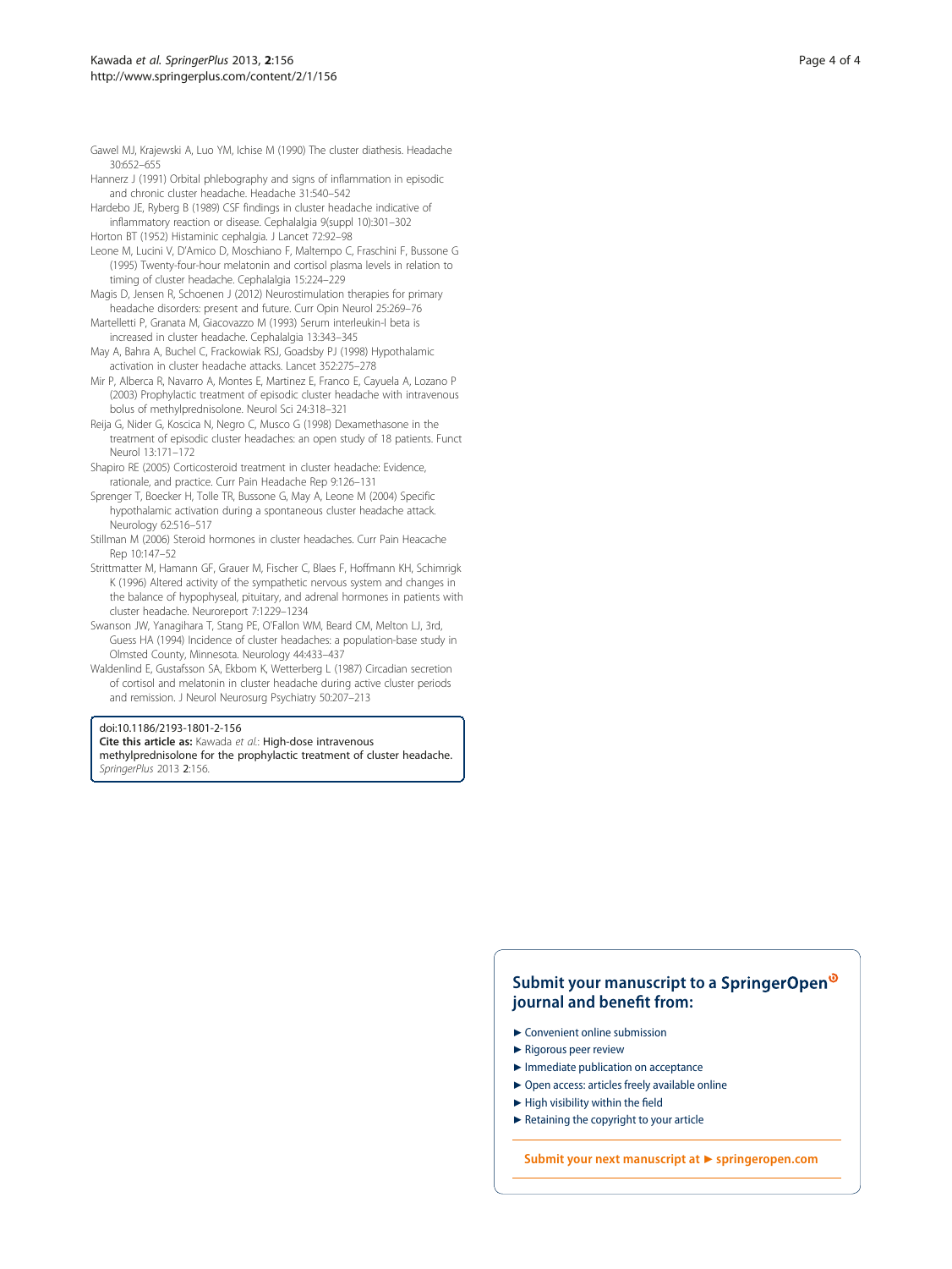Gawel MJ, Krajewski A, Luo YM, Ichise M (1990) The cluster diathesis. Headache 30:652–655

Hannerz J (1991) Orbital phlebography and signs of inflammation in episodic and chronic cluster headache. Headache 31:540–542

Hardebo JE, Ryberg B (1989) CSF findings in cluster headache indicative of inflammatory reaction or disease. Cephalalgia 9(suppl 10):301–302

Horton BT (1952) Histaminic cephalgia. J Lancet 72:92–98

Leone M, Lucini V, D'Amico D, Moschiano F, Maltempo C, Fraschini F, Bussone G (1995) Twenty-four-hour melatonin and cortisol plasma levels in relation to timing of cluster headache. Cephalalgia 15:224–229

Magis D, Jensen R, Schoenen J (2012) Neurostimulation therapies for primary headache disorders: present and future. Curr Opin Neurol 25:269–76

Martelletti P, Granata M, Giacovazzo M (1993) Serum interleukin-I beta is increased in cluster headache. Cephalalgia 13:343–345

May A, Bahra A, Buchel C, Frackowiak RSJ, Goadsby PJ (1998) Hypothalamic activation in cluster headache attacks. Lancet 352:275–278

Mir P, Alberca R, Navarro A, Montes E, Martinez E, Franco E, Cayuela A, Lozano P (2003) Prophylactic treatment of episodic cluster headache with intravenous bolus of methylprednisolone. Neurol Sci 24:318–321

Reija G, Nider G, Koscica N, Negro C, Musco G (1998) Dexamethasone in the treatment of episodic cluster headaches: an open study of 18 patients. Funct Neurol 13:171–172

Shapiro RE (2005) Corticosteroid treatment in cluster headache: Evidence, rationale, and practice. Curr Pain Headache Rep 9:126–131

Sprenger T, Boecker H, Tolle TR, Bussone G, May A, Leone M (2004) Specific hypothalamic activation during a spontaneous cluster headache attack. Neurology 62:516–517

Stillman M (2006) Steroid hormones in cluster headaches. Curr Pain Heacache Rep 10:147–52

Strittmatter M, Hamann GF, Grauer M, Fischer C, Blaes F, Hoffmann KH, Schimrigk K (1996) Altered activity of the sympathetic nervous system and changes in the balance of hypophyseal, pituitary, and adrenal hormones in patients with cluster headache. Neuroreport 7:1229–1234

Swanson JW, Yanagihara T, Stang PE, O'Fallon WM, Beard CM, Melton LJ, 3rd, Guess HA (1994) Incidence of cluster headaches: a population-base study in Olmsted County, Minnesota. Neurology 44:433–437

Waldenlind E, Gustafsson SA, Ekbom K, Wetterberg L (1987) Circadian secretion of cortisol and melatonin in cluster headache during active cluster periods and remission. J Neurol Neurosurg Psychiatry 50:207–213

doi:10.1186/2193-1801-2-156

**Cite this article as:** Kawada *et al.*: High-dose intravenous methylprednisolone for the prophylactic treatment of cluster headache. *SpringerPlus* 2013 **2**:156.

**Submit your manuscript to a SpringerOpen journal and benefit from:**

- ► Convenient online submission
- ► Rigorous peer review
- ► Immediate publication on acceptance
- ► Open access: articles freely available online
- ► High visibility within the field
- ► Retaining the copyright to your article

**Submit your next manuscript at ► springeropen.com**